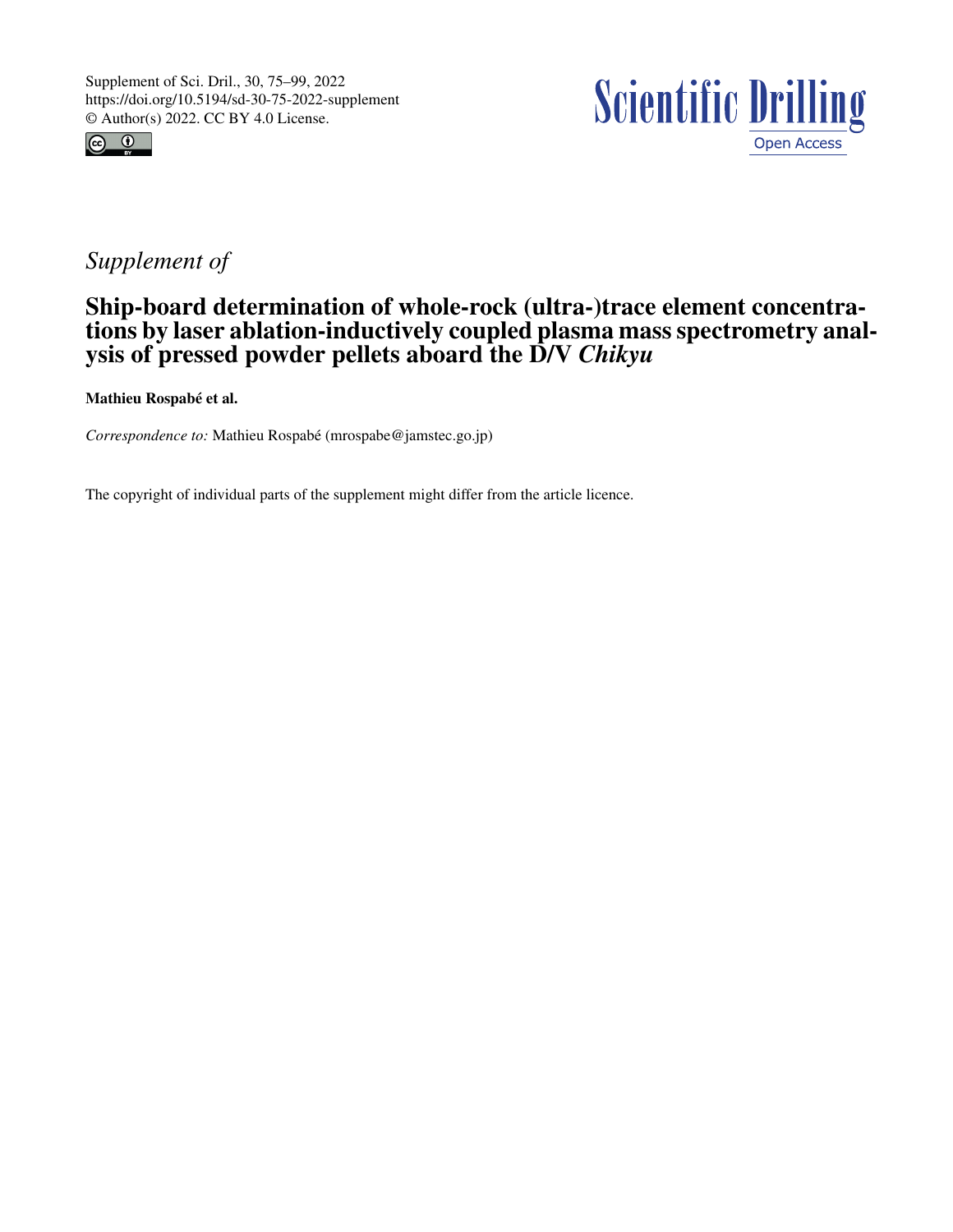Supplement of Sci. Dril., 30, 75–99, 2022
https://doi.org/10.5194/sd-30-75-2022-supplement
© Author(s) 2022. CC BY 4.0 License.

*Supplement of*

# Ship-board determination of whole-rock (ultra-)trace element concentrations by laser ablation-inductively coupled plasma mass spectrometry analysis of pressed powder pellets aboard the D/V *Chikyu*

**Mathieu Rospabé et al.**

*Correspondence to:* Mathieu Rospabé (mrospabe@jamstec.go.jp)

The copyright of individual parts of the supplement might differ from the article licence.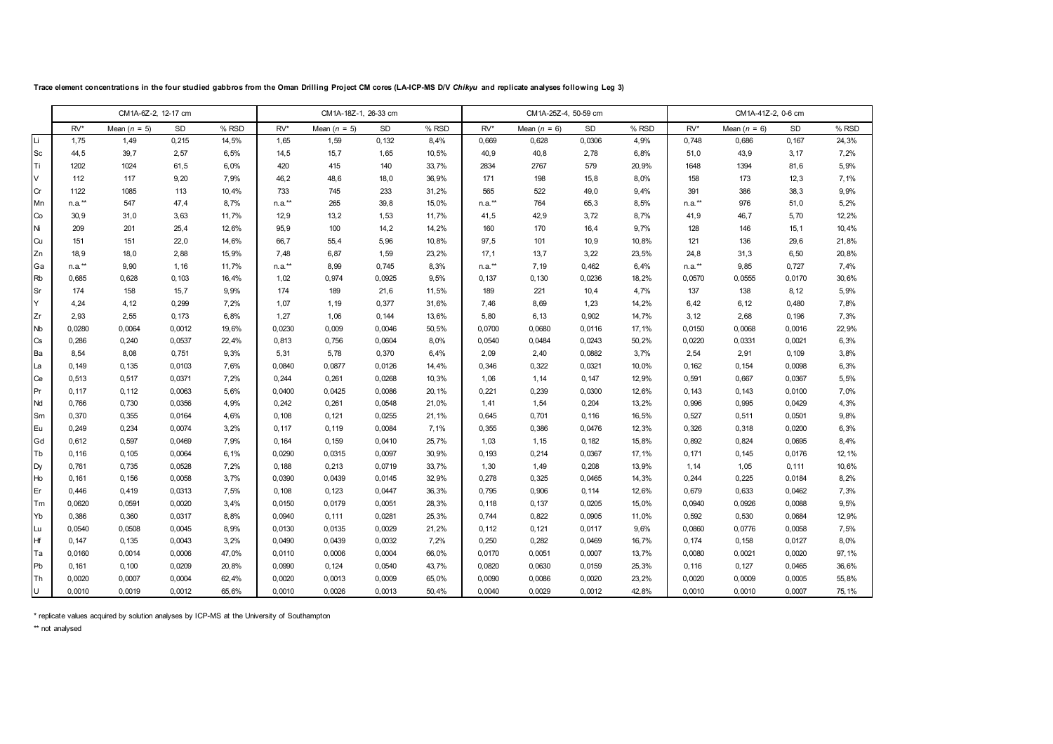**Trace element concentrations in the four studied gabbros from the Oman Drilling Project CM cores (LA-ICP-MS D/V *Chikyu* and replicate analyses following Leg 3)**

| | CM1A-6Z-2, 12-17 cm | | | | CM1A-18Z-1, 26-33 cm | | | | CM1A-25Z-4, 50-59 cm | | | | CM1A-41Z-2, 0-6 cm | | | |
|---|---|---|---|---|---|---|---|---|---|---|---|---|---|---|---|---|
| | RV* | Mean ($n$ = 5) | SD | % RSD | RV* | Mean ($n$ = 5) | SD | % RSD | RV* | Mean ($n$ = 6) | SD | % RSD | RV* | Mean ($n$ = 6) | SD | % RSD |
| Li | 1,75 | 1,49 | 0,215 | 14,5% | 1,65 | 1,59 | 0,132 | 8,4% | 0,669 | 0,628 | 0,0306 | 4,9% | 0,748 | 0,686 | 0,167 | 24,3% |
| Sc | 44,5 | 39,7 | 2,57 | 6,5% | 14,5 | 15,7 | 1,65 | 10,5% | 40,9 | 40,8 | 2,78 | 6,8% | 51,0 | 43,9 | 3,17 | 7,2% |
| Ti | 1202 | 1024 | 61,5 | 6,0% | 420 | 415 | 140 | 33,7% | 2834 | 2767 | 579 | 20,9% | 1648 | 1394 | 81,6 | 5,9% |
| V | 112 | 117 | 9,20 | 7,9% | 46,2 | 48,6 | 18,0 | 36,9% | 171 | 198 | 15,8 | 8,0% | 158 | 173 | 12,3 | 7,1% |
| Cr | 1122 | 1085 | 113 | 10,4% | 733 | 745 | 233 | 31,2% | 565 | 522 | 49,0 | 9,4% | 391 | 386 | 38,3 | 9,9% |
| Mn | n.a.** | 547 | 47,4 | 8,7% | n.a.** | 265 | 39,8 | 15,0% | n.a.** | 764 | 65,3 | 8,5% | n.a.** | 976 | 51,0 | 5,2% |
| Co | 30,9 | 31,0 | 3,63 | 11,7% | 12,9 | 13,2 | 1,53 | 11,7% | 41,5 | 42,9 | 3,72 | 8,7% | 41,9 | 46,7 | 5,70 | 12,2% |
| Ni | 209 | 201 | 25,4 | 12,6% | 95,9 | 100 | 14,2 | 14,2% | 160 | 170 | 16,4 | 9,7% | 128 | 146 | 15,1 | 10,4% |
| Cu | 151 | 151 | 22,0 | 14,6% | 66,7 | 55,4 | 5,96 | 10,8% | 97,5 | 101 | 10,9 | 10,8% | 121 | 136 | 29,6 | 21,8% |
| Zn | 18,9 | 18,0 | 2,88 | 15,9% | 7,48 | 6,87 | 1,59 | 23,2% | 17,1 | 13,7 | 3,22 | 23,5% | 24,8 | 31,3 | 6,50 | 20,8% |
| Ga | n.a.** | 9,90 | 1,16 | 11,7% | n.a.** | 8,99 | 0,745 | 8,3% | n.a.** | 7,19 | 0,462 | 6,4% | n.a.** | 9,85 | 0,727 | 7,4% |
| Rb | 0,685 | 0,628 | 0,103 | 16,4% | 1,02 | 0,974 | 0,0925 | 9,5% | 0,137 | 0,130 | 0,0236 | 18,2% | 0,0570 | 0,0555 | 0,0170 | 30,6% |
| Sr | 174 | 158 | 15,7 | 9,9% | 174 | 189 | 21,6 | 11,5% | 189 | 221 | 10,4 | 4,7% | 137 | 138 | 8,12 | 5,9% |
| Y | 4,24 | 4,12 | 0,299 | 7,2% | 1,07 | 1,19 | 0,377 | 31,6% | 7,46 | 8,69 | 1,23 | 14,2% | 6,42 | 6,12 | 0,480 | 7,8% |
| Zr | 2,93 | 2,55 | 0,173 | 6,8% | 1,27 | 1,06 | 0,144 | 13,6% | 5,80 | 6,13 | 0,902 | 14,7% | 3,12 | 2,68 | 0,196 | 7,3% |
| Nb | 0,0280 | 0,0064 | 0,0012 | 19,6% | 0,0230 | 0,009 | 0,0046 | 50,5% | 0,0700 | 0,0680 | 0,0116 | 17,1% | 0,0150 | 0,0068 | 0,0016 | 22,9% |
| Cs | 0,286 | 0,240 | 0,0537 | 22,4% | 0,813 | 0,756 | 0,0604 | 8,0% | 0,0540 | 0,0484 | 0,0243 | 50,2% | 0,0220 | 0,0331 | 0,0021 | 6,3% |
| Ba | 8,54 | 8,08 | 0,751 | 9,3% | 5,31 | 5,78 | 0,370 | 6,4% | 2,09 | 2,40 | 0,0882 | 3,7% | 2,54 | 2,91 | 0,109 | 3,8% |
| La | 0,149 | 0,135 | 0,0103 | 7,6% | 0,0840 | 0,0877 | 0,0126 | 14,4% | 0,346 | 0,322 | 0,0321 | 10,0% | 0,162 | 0,154 | 0,0098 | 6,3% |
| Ce | 0,513 | 0,517 | 0,0371 | 7,2% | 0,244 | 0,261 | 0,0268 | 10,3% | 1,06 | 1,14 | 0,147 | 12,9% | 0,591 | 0,667 | 0,0367 | 5,5% |
| Pr | 0,117 | 0,112 | 0,0063 | 5,6% | 0,0400 | 0,0425 | 0,0086 | 20,1% | 0,221 | 0,239 | 0,0300 | 12,6% | 0,143 | 0,143 | 0,0100 | 7,0% |
| Nd | 0,766 | 0,730 | 0,0356 | 4,9% | 0,242 | 0,261 | 0,0548 | 21,0% | 1,41 | 1,54 | 0,204 | 13,2% | 0,996 | 0,995 | 0,0429 | 4,3% |
| Sm | 0,370 | 0,355 | 0,0164 | 4,6% | 0,108 | 0,121 | 0,0255 | 21,1% | 0,645 | 0,701 | 0,116 | 16,5% | 0,527 | 0,511 | 0,0501 | 9,8% |
| Eu | 0,249 | 0,234 | 0,0074 | 3,2% | 0,117 | 0,119 | 0,0084 | 7,1% | 0,355 | 0,386 | 0,0476 | 12,3% | 0,326 | 0,318 | 0,0200 | 6,3% |
| Gd | 0,612 | 0,597 | 0,0469 | 7,9% | 0,164 | 0,159 | 0,0410 | 25,7% | 1,03 | 1,15 | 0,182 | 15,8% | 0,892 | 0,824 | 0,0695 | 8,4% |
| Tb | 0,116 | 0,105 | 0,0064 | 6,1% | 0,0290 | 0,0315 | 0,0097 | 30,9% | 0,193 | 0,214 | 0,0367 | 17,1% | 0,171 | 0,145 | 0,0176 | 12,1% |
| Dy | 0,761 | 0,735 | 0,0528 | 7,2% | 0,188 | 0,213 | 0,0719 | 33,7% | 1,30 | 1,49 | 0,208 | 13,9% | 1,14 | 1,05 | 0,111 | 10,6% |
| Ho | 0,161 | 0,156 | 0,0058 | 3,7% | 0,0390 | 0,0439 | 0,0145 | 32,9% | 0,278 | 0,325 | 0,0465 | 14,3% | 0,244 | 0,225 | 0,0184 | 8,2% |
| Er | 0,446 | 0,419 | 0,0313 | 7,5% | 0,108 | 0,123 | 0,0447 | 36,3% | 0,795 | 0,906 | 0,114 | 12,6% | 0,679 | 0,633 | 0,0462 | 7,3% |
| Tm | 0,0620 | 0,0591 | 0,0020 | 3,4% | 0,0150 | 0,0179 | 0,0051 | 28,3% | 0,118 | 0,137 | 0,0205 | 15,0% | 0,0940 | 0,0926 | 0,0088 | 9,5% |
| Yb | 0,386 | 0,360 | 0,0317 | 8,8% | 0,0940 | 0,111 | 0,0281 | 25,3% | 0,744 | 0,822 | 0,0905 | 11,0% | 0,592 | 0,530 | 0,0684 | 12,9% |
| Lu | 0,0540 | 0,0508 | 0,0045 | 8,9% | 0,0130 | 0,0135 | 0,0029 | 21,2% | 0,112 | 0,121 | 0,0117 | 9,6% | 0,0860 | 0,0776 | 0,0058 | 7,5% |
| Hf | 0,147 | 0,135 | 0,0043 | 3,2% | 0,0490 | 0,0439 | 0,0032 | 7,2% | 0,250 | 0,282 | 0,0469 | 16,7% | 0,174 | 0,158 | 0,0127 | 8,0% |
| Ta | 0,0160 | 0,0014 | 0,0006 | 47,0% | 0,0110 | 0,0006 | 0,0004 | 66,0% | 0,0170 | 0,0051 | 0,0007 | 13,7% | 0,0080 | 0,0021 | 0,0020 | 97,1% |
| Pb | 0,161 | 0,100 | 0,0209 | 20,8% | 0,0990 | 0,124 | 0,0540 | 43,7% | 0,0820 | 0,0630 | 0,0159 | 25,3% | 0,116 | 0,127 | 0,0465 | 36,6% |
| Th | 0,0020 | 0,0007 | 0,0004 | 62,4% | 0,0020 | 0,0013 | 0,0009 | 65,0% | 0,0090 | 0,0086 | 0,0020 | 23,2% | 0,0020 | 0,0009 | 0,0005 | 55,8% |
| U | 0,0010 | 0,0019 | 0,0012 | 65,6% | 0,0010 | 0,0026 | 0,0013 | 50,4% | 0,0040 | 0,0029 | 0,0012 | 42,8% | 0,0010 | 0,0010 | 0,0007 | 75,1% |

\* replicate values acquired by solution analyses by ICP-MS at the University of Southampton

** not analysed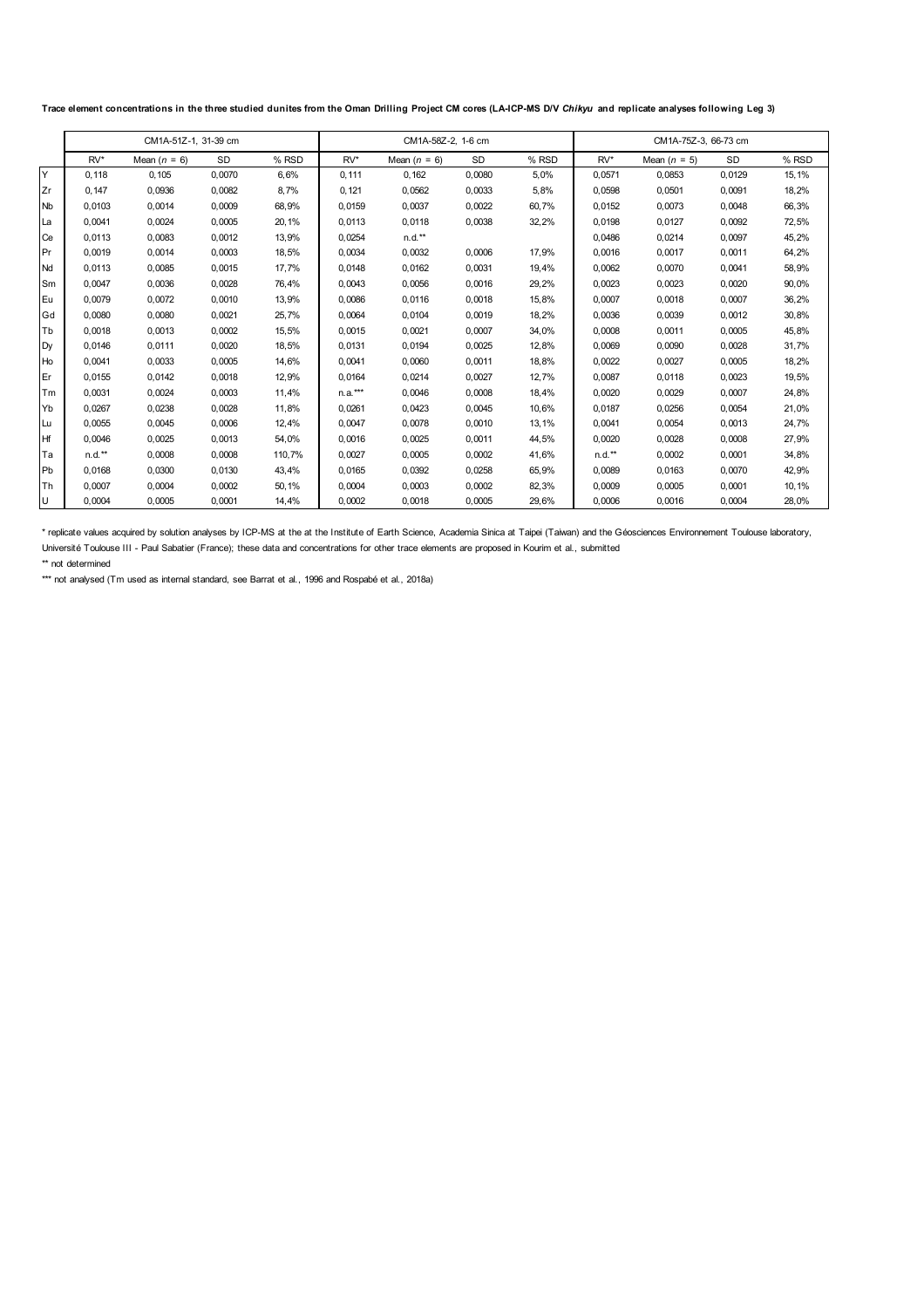**Trace element concentrations in the three studied dunites from the Oman Drilling Project CM cores (LA-ICP-MS D/V *Chikyu* and replicate analyses following Leg 3)**

| | CM1A-51Z-1, 31-39 cm | | | | CM1A-58Z-2, 1-6 cm | | | | CM1A-75Z-3, 66-73 cm | | | |
|---|---|---|---|---|---|---|---|---|---|---|---|---|
| | RV* | Mean (*n* = 6) | SD | % RSD | RV* | Mean (*n* = 6) | SD | % RSD | RV* | Mean (*n* = 5) | SD | % RSD |
| Y | 0,118 | 0,105 | 0,0070 | 6,6% | 0,111 | 0,162 | 0,0080 | 5,0% | 0,0571 | 0,0853 | 0,0129 | 15,1% |
| Zr | 0,147 | 0,0936 | 0,0082 | 8,7% | 0,121 | 0,0562 | 0,0033 | 5,8% | 0,0598 | 0,0501 | 0,0091 | 18,2% |
| Nb | 0,0103 | 0,0014 | 0,0009 | 68,9% | 0,0159 | 0,0037 | 0,0022 | 60,7% | 0,0152 | 0,0073 | 0,0048 | 66,3% |
| La | 0,0041 | 0,0024 | 0,0005 | 20,1% | 0,0113 | 0,0118 | 0,0038 | 32,2% | 0,0198 | 0,0127 | 0,0092 | 72,5% |
| Ce | 0,0113 | 0,0083 | 0,0012 | 13,9% | 0,0254 | n.d.** | | | 0,0486 | 0,0214 | 0,0097 | 45,2% |
| Pr | 0,0019 | 0,0014 | 0,0003 | 18,5% | 0,0034 | 0,0032 | 0,0006 | 17,9% | 0,0016 | 0,0017 | 0,0011 | 64,2% |
| Nd | 0,0113 | 0,0085 | 0,0015 | 17,7% | 0,0148 | 0,0162 | 0,0031 | 19,4% | 0,0062 | 0,0070 | 0,0041 | 58,9% |
| Sm | 0,0047 | 0,0036 | 0,0028 | 76,4% | 0,0043 | 0,0056 | 0,0016 | 29,2% | 0,0023 | 0,0023 | 0,0020 | 90,0% |
| Eu | 0,0079 | 0,0072 | 0,0010 | 13,9% | 0,0086 | 0,0116 | 0,0018 | 15,8% | 0,0007 | 0,0018 | 0,0007 | 36,2% |
| Gd | 0,0080 | 0,0080 | 0,0021 | 25,7% | 0,0064 | 0,0104 | 0,0019 | 18,2% | 0,0036 | 0,0039 | 0,0012 | 30,8% |
| Tb | 0,0018 | 0,0013 | 0,0002 | 15,5% | 0,0015 | 0,0021 | 0,0007 | 34,0% | 0,0008 | 0,0011 | 0,0005 | 45,8% |
| Dy | 0,0146 | 0,0111 | 0,0020 | 18,5% | 0,0131 | 0,0194 | 0,0025 | 12,8% | 0,0069 | 0,0090 | 0,0028 | 31,7% |
| Ho | 0,0041 | 0,0033 | 0,0005 | 14,6% | 0,0041 | 0,0060 | 0,0011 | 18,8% | 0,0022 | 0,0027 | 0,0005 | 18,2% |
| Er | 0,0155 | 0,0142 | 0,0018 | 12,9% | 0,0164 | 0,0214 | 0,0027 | 12,7% | 0,0087 | 0,0118 | 0,0023 | 19,5% |
| Tm | 0,0031 | 0,0024 | 0,0003 | 11,4% | n.a.*** | 0,0046 | 0,0008 | 18,4% | 0,0020 | 0,0029 | 0,0007 | 24,8% |
| Yb | 0,0267 | 0,0238 | 0,0028 | 11,8% | 0,0261 | 0,0423 | 0,0045 | 10,6% | 0,0187 | 0,0256 | 0,0054 | 21,0% |
| Lu | 0,0055 | 0,0045 | 0,0006 | 12,4% | 0,0047 | 0,0078 | 0,0010 | 13,1% | 0,0041 | 0,0054 | 0,0013 | 24,7% |
| Hf | 0,0046 | 0,0025 | 0,0013 | 54,0% | 0,0016 | 0,0025 | 0,0011 | 44,5% | 0,0020 | 0,0028 | 0,0008 | 27,9% |
| Ta | n.d.** | 0,0008 | 0,0008 | 110,7% | 0,0027 | 0,0005 | 0,0002 | 41,6% | n.d.** | 0,0002 | 0,0001 | 34,8% |
| Pb | 0,0168 | 0,0300 | 0,0130 | 43,4% | 0,0165 | 0,0392 | 0,0258 | 65,9% | 0,0089 | 0,0163 | 0,0070 | 42,9% |
| Th | 0,0007 | 0,0004 | 0,0002 | 50,1% | 0,0004 | 0,0003 | 0,0002 | 82,3% | 0,0009 | 0,0005 | 0,0001 | 10,1% |
| U | 0,0004 | 0,0005 | 0,0001 | 14,4% | 0,0002 | 0,0018 | 0,0005 | 29,6% | 0,0006 | 0,0016 | 0,0004 | 28,0% |

\* replicate values acquired by solution analyses by ICP-MS at the at the Institute of Earth Science, Academia Sinica at Taipei (Taiwan) and the Géosciences Environnement Toulouse laboratory, Université Toulouse III - Paul Sabatier (France); these data and concentrations for other trace elements are proposed in Kourim et al., submitted

** not determined

*** not analysed (Tm used as internal standard, see Barrat et al., 1996 and Rospabé et al., 2018a)